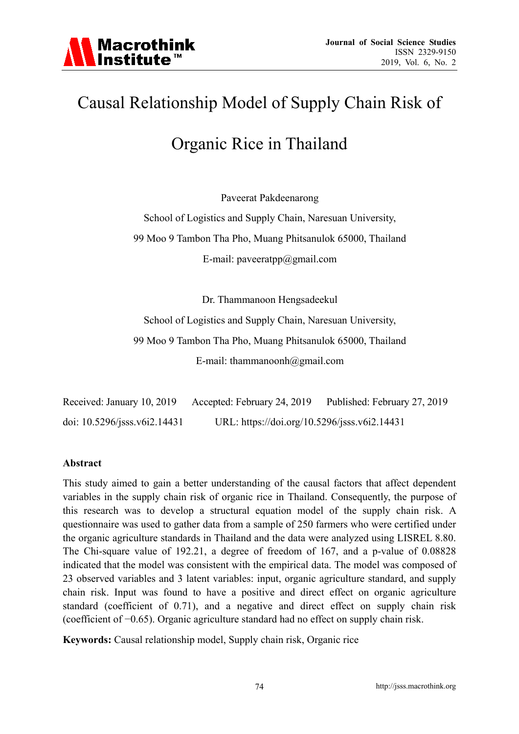# Causal Relationship Model of Supply Chain Risk of Organic Rice in Thailand

Paveerat Pakdeenarong

School of Logistics and Supply Chain, Naresuan University,

99 Moo 9 Tambon Tha Pho, Muang Phitsanulok 65000, Thailand

E-mail: paveeratpp@gmail.com

Dr. Thammanoon Hengsadeekul

School of Logistics and Supply Chain, Naresuan University,

99 Moo 9 Tambon Tha Pho, Muang Phitsanulok 65000, Thailand

E-mail: thammanoonh@gmail.com

Received: January 10, 2019 Accepted: February 24, 2019 Published: February 27, 2019

doi: 10.5296/jsss.v6i2.14431 URL: https://doi.org/10.5296/jsss.v6i2.14431

## Abstract

This study aimed to gain a better understanding of the causal factors that affect dependent variables in the supply chain risk of organic rice in Thailand. Consequently, the purpose of this research was to develop a structural equation model of the supply chain risk. A questionnaire was used to gather data from a sample of 250 farmers who were certified under the organic agriculture standards in Thailand and the data were analyzed using LISREL 8.80. The Chi-square value of 192.21, a degree of freedom of 167, and a p-value of 0.08828 indicated that the model was consistent with the empirical data. The model was composed of 23 observed variables and 3 latent variables: input, organic agriculture standard, and supply chain risk. Input was found to have a positive and direct effect on organic agriculture standard (coefficient of 0.71), and a negative and direct effect on supply chain risk (coefficient of −0.65). Organic agriculture standard had no effect on supply chain risk.

**Keywords:** Causal relationship model, Supply chain risk, Organic rice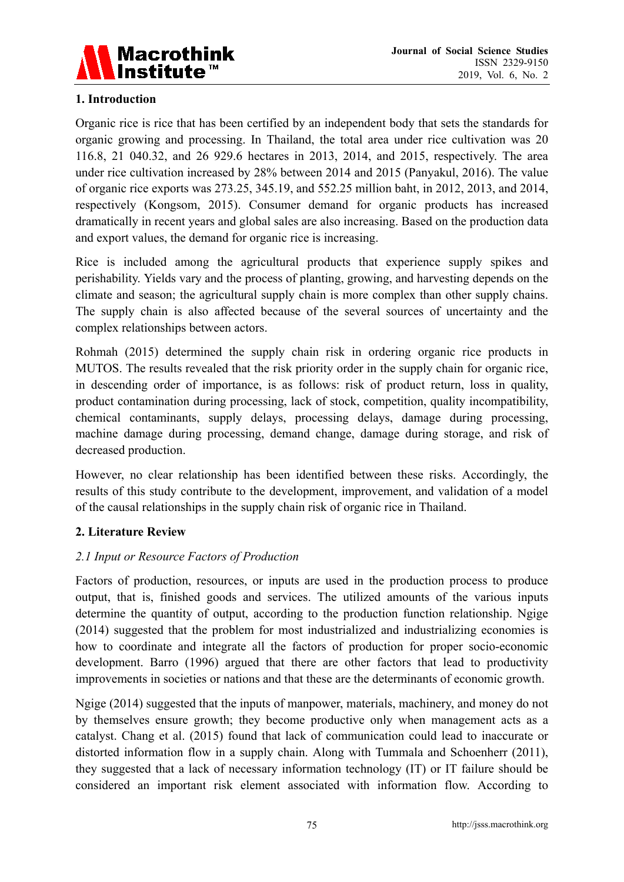## 1. Introduction

Organic rice is rice that has been certified by an independent body that sets the standards for organic growing and processing. In Thailand, the total area under rice cultivation was 20 116.8, 21 040.32, and 26 929.6 hectares in 2013, 2014, and 2015, respectively. The area under rice cultivation increased by 28% between 2014 and 2015 (Panyakul, 2016). The value of organic rice exports was 273.25, 345.19, and 552.25 million baht, in 2012, 2013, and 2014, respectively (Kongsom, 2015). Consumer demand for organic products has increased dramatically in recent years and global sales are also increasing. Based on the production data and export values, the demand for organic rice is increasing.

Rice is included among the agricultural products that experience supply spikes and perishability. Yields vary and the process of planting, growing, and harvesting depends on the climate and season; the agricultural supply chain is more complex than other supply chains. The supply chain is also affected because of the several sources of uncertainty and the complex relationships between actors.

Rohmah (2015) determined the supply chain risk in ordering organic rice products in MUTOS. The results revealed that the risk priority order in the supply chain for organic rice, in descending order of importance, is as follows: risk of product return, loss in quality, product contamination during processing, lack of stock, competition, quality incompatibility, chemical contaminants, supply delays, processing delays, damage during processing, machine damage during processing, demand change, damage during storage, and risk of decreased production.

However, no clear relationship has been identified between these risks. Accordingly, the results of this study contribute to the development, improvement, and validation of a model of the causal relationships in the supply chain risk of organic rice in Thailand.

## 2. Literature Review

### *2.1 Input or Resource Factors of Production*

Factors of production, resources, or inputs are used in the production process to produce output, that is, finished goods and services. The utilized amounts of the various inputs determine the quantity of output, according to the production function relationship. Ngige (2014) suggested that the problem for most industrialized and industrializing economies is how to coordinate and integrate all the factors of production for proper socio-economic development. Barro (1996) argued that there are other factors that lead to productivity improvements in societies or nations and that these are the determinants of economic growth.

Ngige (2014) suggested that the inputs of manpower, materials, machinery, and money do not by themselves ensure growth; they become productive only when management acts as a catalyst. Chang et al. (2015) found that lack of communication could lead to inaccurate or distorted information flow in a supply chain. Along with Tummala and Schoenherr (2011), they suggested that a lack of necessary information technology (IT) or IT failure should be considered an important risk element associated with information flow. According to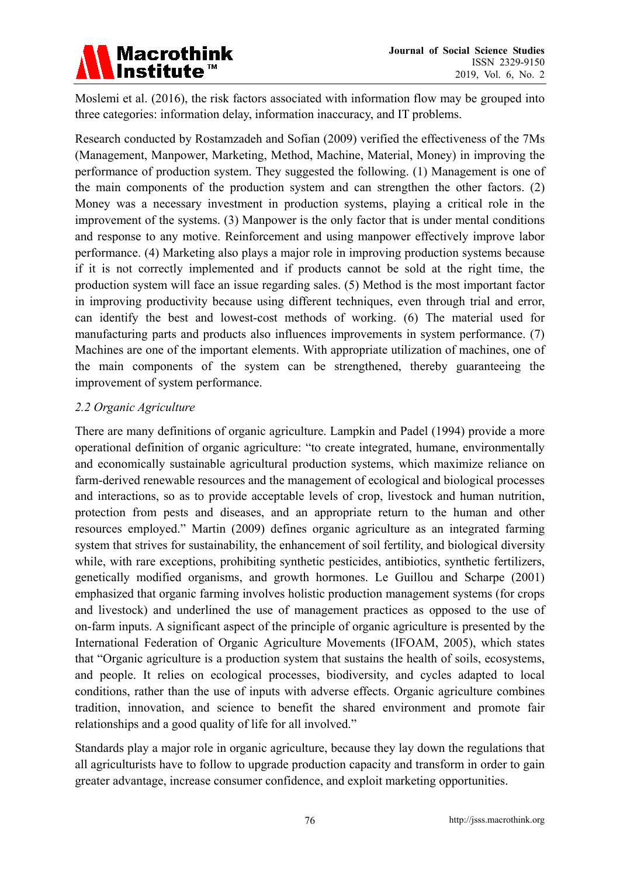Moslemi et al. (2016), the risk factors associated with information flow may be grouped into three categories: information delay, information inaccuracy, and IT problems.

Research conducted by Rostamzadeh and Sofian (2009) verified the effectiveness of the 7Ms (Management, Manpower, Marketing, Method, Machine, Material, Money) in improving the performance of production system. They suggested the following. (1) Management is one of the main components of the production system and can strengthen the other factors. (2) Money was a necessary investment in production systems, playing a critical role in the improvement of the systems. (3) Manpower is the only factor that is under mental conditions and response to any motive. Reinforcement and using manpower effectively improve labor performance. (4) Marketing also plays a major role in improving production systems because if it is not correctly implemented and if products cannot be sold at the right time, the production system will face an issue regarding sales. (5) Method is the most important factor in improving productivity because using different techniques, even through trial and error, can identify the best and lowest-cost methods of working. (6) The material used for manufacturing parts and products also influences improvements in system performance. (7) Machines are one of the important elements. With appropriate utilization of machines, one of the main components of the system can be strengthened, thereby guaranteeing the improvement of system performance.

### *2.2 Organic Agriculture*

There are many definitions of organic agriculture. Lampkin and Padel (1994) provide a more operational definition of organic agriculture: "to create integrated, humane, environmentally and economically sustainable agricultural production systems, which maximize reliance on farm-derived renewable resources and the management of ecological and biological processes and interactions, so as to provide acceptable levels of crop, livestock and human nutrition, protection from pests and diseases, and an appropriate return to the human and other resources employed." Martin (2009) defines organic agriculture as an integrated farming system that strives for sustainability, the enhancement of soil fertility, and biological diversity while, with rare exceptions, prohibiting synthetic pesticides, antibiotics, synthetic fertilizers, genetically modified organisms, and growth hormones. Le Guillou and Scharpe (2001) emphasized that organic farming involves holistic production management systems (for crops and livestock) and underlined the use of management practices as opposed to the use of on-farm inputs. A significant aspect of the principle of organic agriculture is presented by the International Federation of Organic Agriculture Movements (IFOAM, 2005), which states that "Organic agriculture is a production system that sustains the health of soils, ecosystems, and people. It relies on ecological processes, biodiversity, and cycles adapted to local conditions, rather than the use of inputs with adverse effects. Organic agriculture combines tradition, innovation, and science to benefit the shared environment and promote fair relationships and a good quality of life for all involved."

Standards play a major role in organic agriculture, because they lay down the regulations that all agriculturists have to follow to upgrade production capacity and transform in order to gain greater advantage, increase consumer confidence, and exploit marketing opportunities.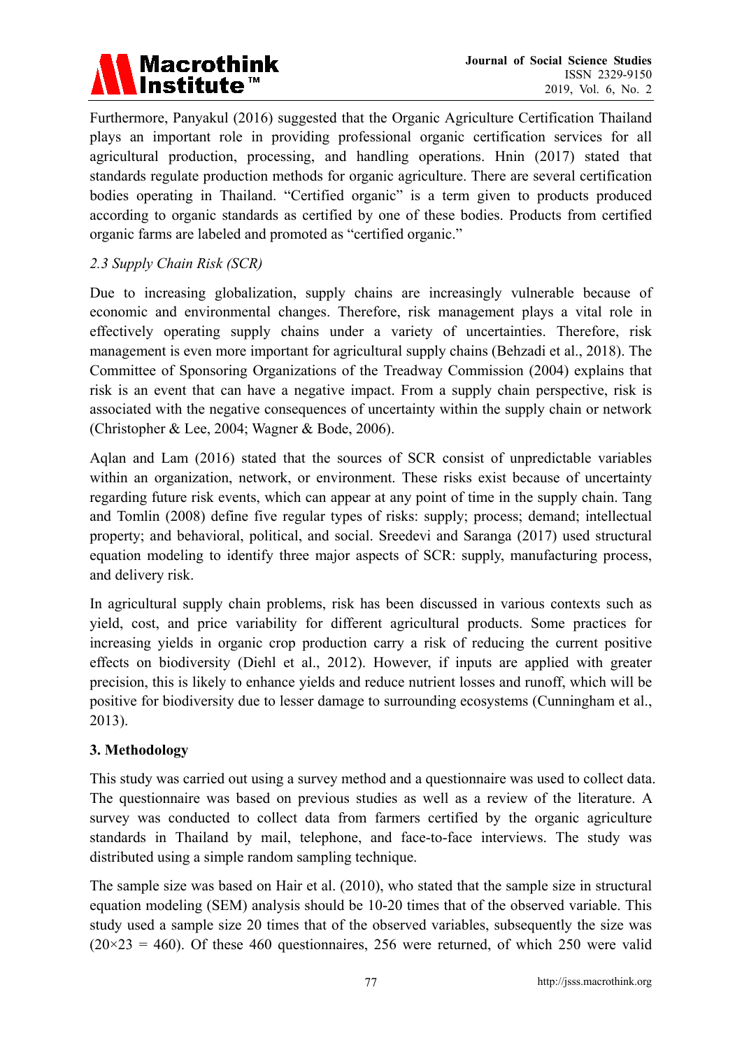Furthermore, Panyakul (2016) suggested that the Organic Agriculture Certification Thailand plays an important role in providing professional organic certification services for all agricultural production, processing, and handling operations. Hnin (2017) stated that standards regulate production methods for organic agriculture. There are several certification bodies operating in Thailand. "Certified organic" is a term given to products produced according to organic standards as certified by one of these bodies. Products from certified organic farms are labeled and promoted as "certified organic."

### *2.3 Supply Chain Risk (SCR)*

Due to increasing globalization, supply chains are increasingly vulnerable because of economic and environmental changes. Therefore, risk management plays a vital role in effectively operating supply chains under a variety of uncertainties. Therefore, risk management is even more important for agricultural supply chains (Behzadi et al., 2018). The Committee of Sponsoring Organizations of the Treadway Commission (2004) explains that risk is an event that can have a negative impact. From a supply chain perspective, risk is associated with the negative consequences of uncertainty within the supply chain or network (Christopher & Lee, 2004; Wagner & Bode, 2006).

Aqlan and Lam (2016) stated that the sources of SCR consist of unpredictable variables within an organization, network, or environment. These risks exist because of uncertainty regarding future risk events, which can appear at any point of time in the supply chain. Tang and Tomlin (2008) define five regular types of risks: supply; process; demand; intellectual property; and behavioral, political, and social. Sreedevi and Saranga (2017) used structural equation modeling to identify three major aspects of SCR: supply, manufacturing process, and delivery risk.

In agricultural supply chain problems, risk has been discussed in various contexts such as yield, cost, and price variability for different agricultural products. Some practices for increasing yields in organic crop production carry a risk of reducing the current positive effects on biodiversity (Diehl et al., 2012). However, if inputs are applied with greater precision, this is likely to enhance yields and reduce nutrient losses and runoff, which will be positive for biodiversity due to lesser damage to surrounding ecosystems (Cunningham et al., 2013).

## 3. Methodology

This study was carried out using a survey method and a questionnaire was used to collect data. The questionnaire was based on previous studies as well as a review of the literature. A survey was conducted to collect data from farmers certified by the organic agriculture standards in Thailand by mail, telephone, and face-to-face interviews. The study was distributed using a simple random sampling technique.

The sample size was based on Hair et al. (2010), who stated that the sample size in structural equation modeling (SEM) analysis should be 10-20 times that of the observed variable. This study used a sample size 20 times that of the observed variables, subsequently the size was ($20 \times 23 = 460$). Of these 460 questionnaires, 256 were returned, of which 250 were valid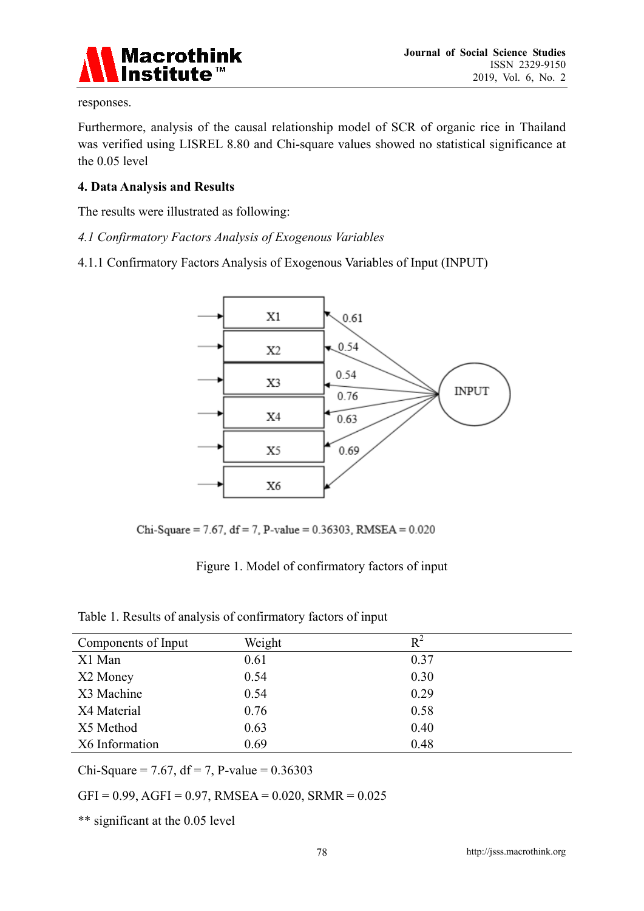responses.

Furthermore, analysis of the causal relationship model of SCR of organic rice in Thailand was verified using LISREL 8.80 and Chi-square values showed no statistical significance at the 0.05 level

## 4. Data Analysis and Results

The results were illustrated as following:

*4.1 Confirmatory Factors Analysis of Exogenous Variables*

4.1.1 Confirmatory Factors Analysis of Exogenous Variables of Input (INPUT)

X1
X2
X3
X4
X5
X6
INPUT
0.61
0.54
0.54
0.76
0.63
0.69

Chi-Square = 7.67, df = 7, P-value = 0.36303, RMSEA = 0.020

Figure 1. Model of confirmatory factors of input

Table 1. Results of analysis of confirmatory factors of input

| Components of Input | Weight | $R^2$ |
|---|---|---|
| X1 Man | 0.61 | 0.37 |
| X2 Money | 0.54 | 0.30 |
| X3 Machine | 0.54 | 0.29 |
| X4 Material | 0.76 | 0.58 |
| X5 Method | 0.63 | 0.40 |
| X6 Information | 0.69 | 0.48 |

Chi-Square = 7.67, df = 7, P-value = 0.36303

GFI = 0.99, AGFI = 0.97, RMSEA = 0.020, SRMR = 0.025

** significant at the 0.05 level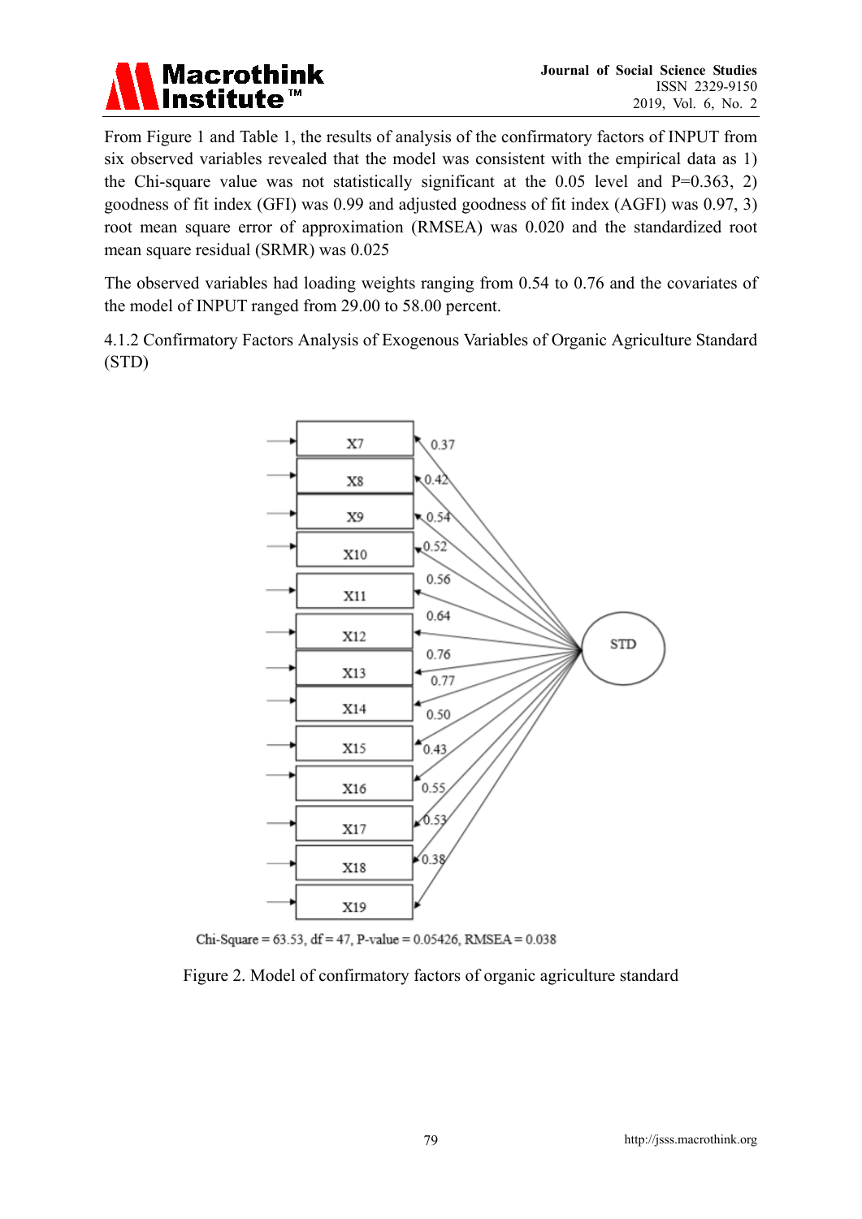From Figure 1 and Table 1, the results of analysis of the confirmatory factors of INPUT from six observed variables revealed that the model was consistent with the empirical data as 1) the Chi-square value was not statistically significant at the 0.05 level and P=0.363, 2) goodness of fit index (GFI) was 0.99 and adjusted goodness of fit index (AGFI) was 0.97, 3) root mean square error of approximation (RMSEA) was 0.020 and the standardized root mean square residual (SRMR) was 0.025

The observed variables had loading weights ranging from 0.54 to 0.76 and the covariates of the model of INPUT ranged from 29.00 to 58.00 percent.

4.1.2 Confirmatory Factors Analysis of Exogenous Variables of Organic Agriculture Standard (STD)

X7
X8
X9
X10
X11
X12
X13
X14
X15
X16
X17
X18
X19
STD
0.37
0.42
0.54
0.52
0.56
0.64
0.76
0.77
0.50
0.43
0.55
0.53
0.38

Chi-Square = 63.53, df = 47, P-value = 0.05426, RMSEA = 0.038

Figure 2. Model of confirmatory factors of organic agriculture standard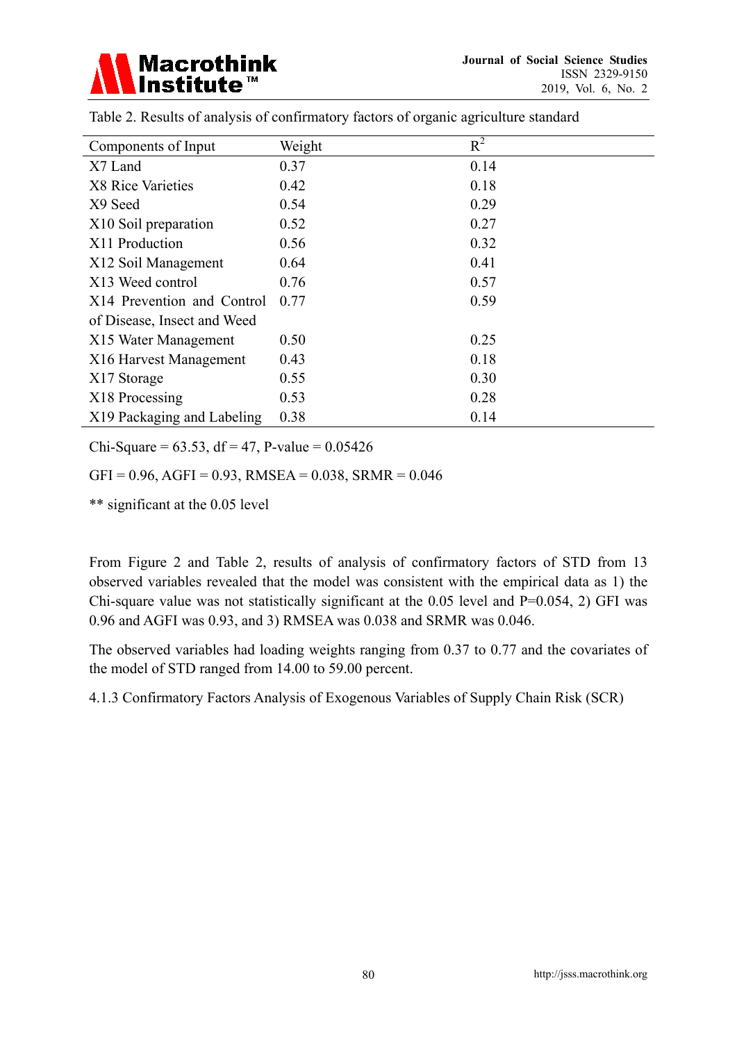Table 2. Results of analysis of confirmatory factors of organic agriculture standard

| Components of Input | Weight | $R^2$ |
|---|---|---|
| X7 Land | 0.37 | 0.14 |
| X8 Rice Varieties | 0.42 | 0.18 |
| X9 Seed | 0.54 | 0.29 |
| X10 Soil preparation | 0.52 | 0.27 |
| X11 Production | 0.56 | 0.32 |
| X12 Soil Management | 0.64 | 0.41 |
| X13 Weed control | 0.76 | 0.57 |
| X14 Prevention and Control of Disease, Insect and Weed | 0.77 | 0.59 |
| X15 Water Management | 0.50 | 0.25 |
| X16 Harvest Management | 0.43 | 0.18 |
| X17 Storage | 0.55 | 0.30 |
| X18 Processing | 0.53 | 0.28 |
| X19 Packaging and Labeling | 0.38 | 0.14 |

Chi-Square = 63.53, df = 47, P-value = 0.05426

GFI = 0.96, AGFI = 0.93, RMSEA = 0.038, SRMR = 0.046

** significant at the 0.05 level

From Figure 2 and Table 2, results of analysis of confirmatory factors of STD from 13 observed variables revealed that the model was consistent with the empirical data as 1) the Chi-square value was not statistically significant at the 0.05 level and P=0.054, 2) GFI was 0.96 and AGFI was 0.93, and 3) RMSEA was 0.038 and SRMR was 0.046.

The observed variables had loading weights ranging from 0.37 to 0.77 and the covariates of the model of STD ranged from 14.00 to 59.00 percent.

4.1.3 Confirmatory Factors Analysis of Exogenous Variables of Supply Chain Risk (SCR)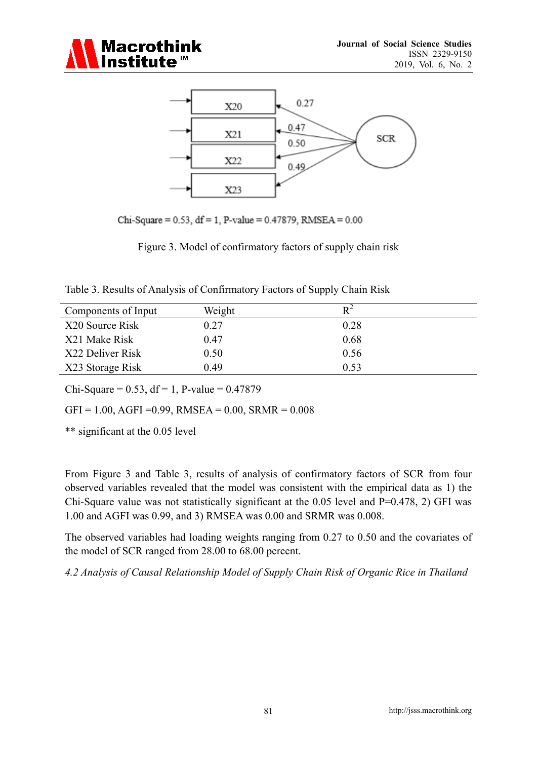X20

X21

X22

X23

SCR

0.27

0.47

0.50

0.49

Chi-Square = 0.53, df = 1, P-value = 0.47879, RMSEA = 0.00

Figure 3. Model of confirmatory factors of supply chain risk

Table 3. Results of Analysis of Confirmatory Factors of Supply Chain Risk

| Components of Input | Weight | $R^2$ |
|---|---|---|
| X20 Source Risk | 0.27 | 0.28 |
| X21 Make Risk | 0.47 | 0.68 |
| X22 Deliver Risk | 0.50 | 0.56 |
| X23 Storage Risk | 0.49 | 0.53 |

Chi-Square = 0.53, df = 1, P-value = 0.47879

GFI = 1.00, AGFI =0.99, RMSEA = 0.00, SRMR = 0.008

** significant at the 0.05 level

From Figure 3 and Table 3, results of analysis of confirmatory factors of SCR from four observed variables revealed that the model was consistent with the empirical data as 1) the Chi-Square value was not statistically significant at the 0.05 level and P=0.478, 2) GFI was 1.00 and AGFI was 0.99, and 3) RMSEA was 0.00 and SRMR was 0.008.

The observed variables had loading weights ranging from 0.27 to 0.50 and the covariates of the model of SCR ranged from 28.00 to 68.00 percent.

*4.2 Analysis of Causal Relationship Model of Supply Chain Risk of Organic Rice in Thailand*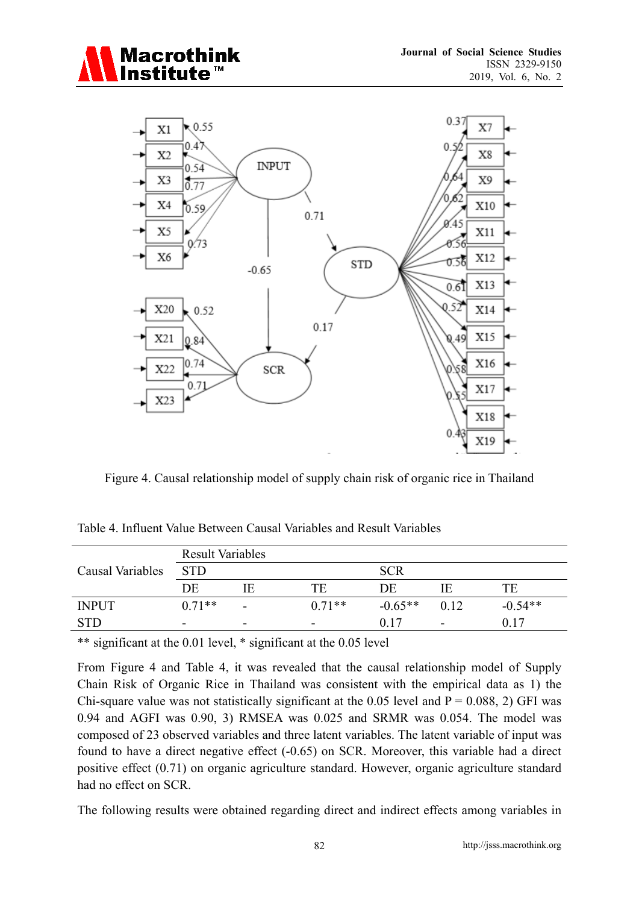X1
X2
X3
X4
X5
X6
0.55
0.47
0.54
0.77
0.59
0.73
INPUT
0.71
-0.65
STD
0.17
SCR
X20
X21
X22
X23
0.52
0.84
0.74
0.71
0.37
0.52
0.64
0.62
0.45
0.56
0.56
0.61
0.52
0.49
0.58
0.55
0.43
X7
X8
X9
X10
X11
X12
X13
X14
X15
X16
X17
X18
X19

Figure 4. Causal relationship model of supply chain risk of organic rice in Thailand

Table 4. Influent Value Between Causal Variables and Result Variables

| Causal Variables | Result Variables | | | | | |
|---|---|---|---|---|---|---|
| | STD | | | SCR | | |
| | DE | IE | TE | DE | IE | TE |
| INPUT | 0.71** | - | 0.71** | -0.65** | 0.12 | -0.54** |
| STD | - | - | - | 0.17 | - | 0.17 |

** significant at the 0.01 level, * significant at the 0.05 level

From Figure 4 and Table 4, it was revealed that the causal relationship model of Supply Chain Risk of Organic Rice in Thailand was consistent with the empirical data as 1) the Chi-square value was not statistically significant at the 0.05 level and P = 0.088, 2) GFI was 0.94 and AGFI was 0.90, 3) RMSEA was 0.025 and SRMR was 0.054. The model was composed of 23 observed variables and three latent variables. The latent variable of input was found to have a direct negative effect (-0.65) on SCR. Moreover, this variable had a direct positive effect (0.71) on organic agriculture standard. However, organic agriculture standard had no effect on SCR.

The following results were obtained regarding direct and indirect effects among variables in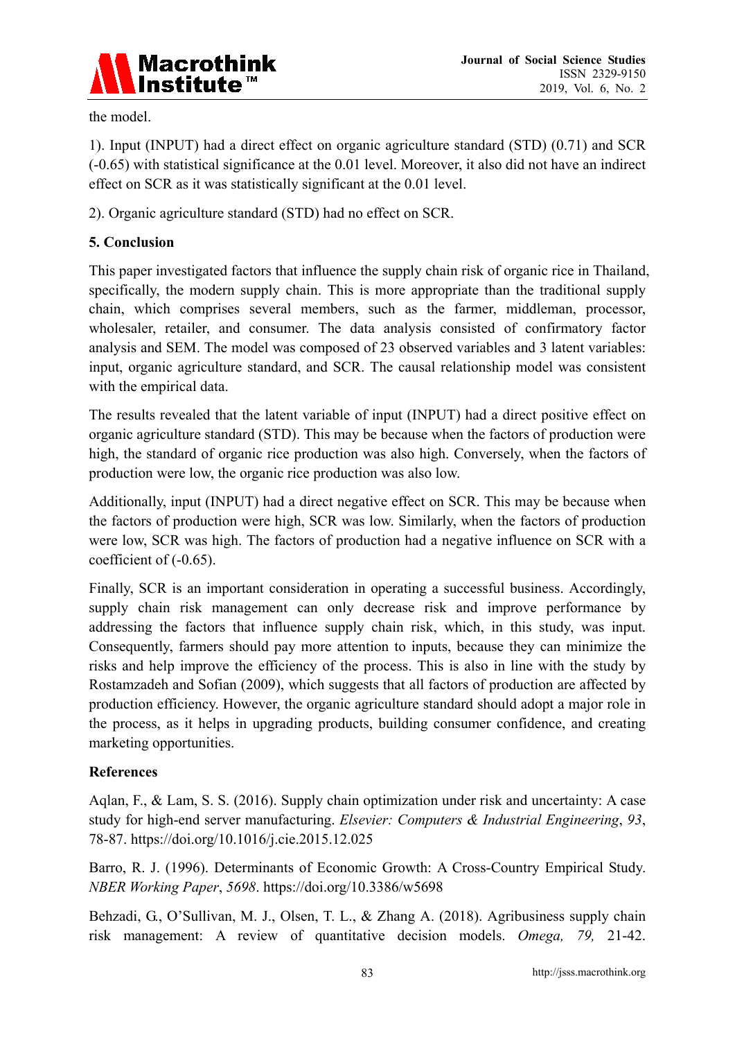the model.

1). Input (INPUT) had a direct effect on organic agriculture standard (STD) (0.71) and SCR (-0.65) with statistical significance at the 0.01 level. Moreover, it also did not have an indirect effect on SCR as it was statistically significant at the 0.01 level.

2). Organic agriculture standard (STD) had no effect on SCR.

## 5. Conclusion

This paper investigated factors that influence the supply chain risk of organic rice in Thailand, specifically, the modern supply chain. This is more appropriate than the traditional supply chain, which comprises several members, such as the farmer, middleman, processor, wholesaler, retailer, and consumer. The data analysis consisted of confirmatory factor analysis and SEM. The model was composed of 23 observed variables and 3 latent variables: input, organic agriculture standard, and SCR. The causal relationship model was consistent with the empirical data.

The results revealed that the latent variable of input (INPUT) had a direct positive effect on organic agriculture standard (STD). This may be because when the factors of production were high, the standard of organic rice production was also high. Conversely, when the factors of production were low, the organic rice production was also low.

Additionally, input (INPUT) had a direct negative effect on SCR. This may be because when the factors of production were high, SCR was low. Similarly, when the factors of production were low, SCR was high. The factors of production had a negative influence on SCR with a coefficient of (-0.65).

Finally, SCR is an important consideration in operating a successful business. Accordingly, supply chain risk management can only decrease risk and improve performance by addressing the factors that influence supply chain risk, which, in this study, was input. Consequently, farmers should pay more attention to inputs, because they can minimize the risks and help improve the efficiency of the process. This is also in line with the study by Rostamzadeh and Sofian (2009), which suggests that all factors of production are affected by production efficiency. However, the organic agriculture standard should adopt a major role in the process, as it helps in upgrading products, building consumer confidence, and creating marketing opportunities.

## References

Aqlan, F., & Lam, S. S. (2016). Supply chain optimization under risk and uncertainty: A case study for high-end server manufacturing. *Elsevier: Computers & Industrial Engineering*, *93*, 78-87. https://doi.org/10.1016/j.cie.2015.12.025

Barro, R. J. (1996). Determinants of Economic Growth: A Cross-Country Empirical Study. *NBER Working Paper*, *5698*. https://doi.org/10.3386/w5698

Behzadi, G., O'Sullivan, M. J., Olsen, T. L., & Zhang A. (2018). Agribusiness supply chain risk management: A review of quantitative decision models. *Omega, 79,* 21-42.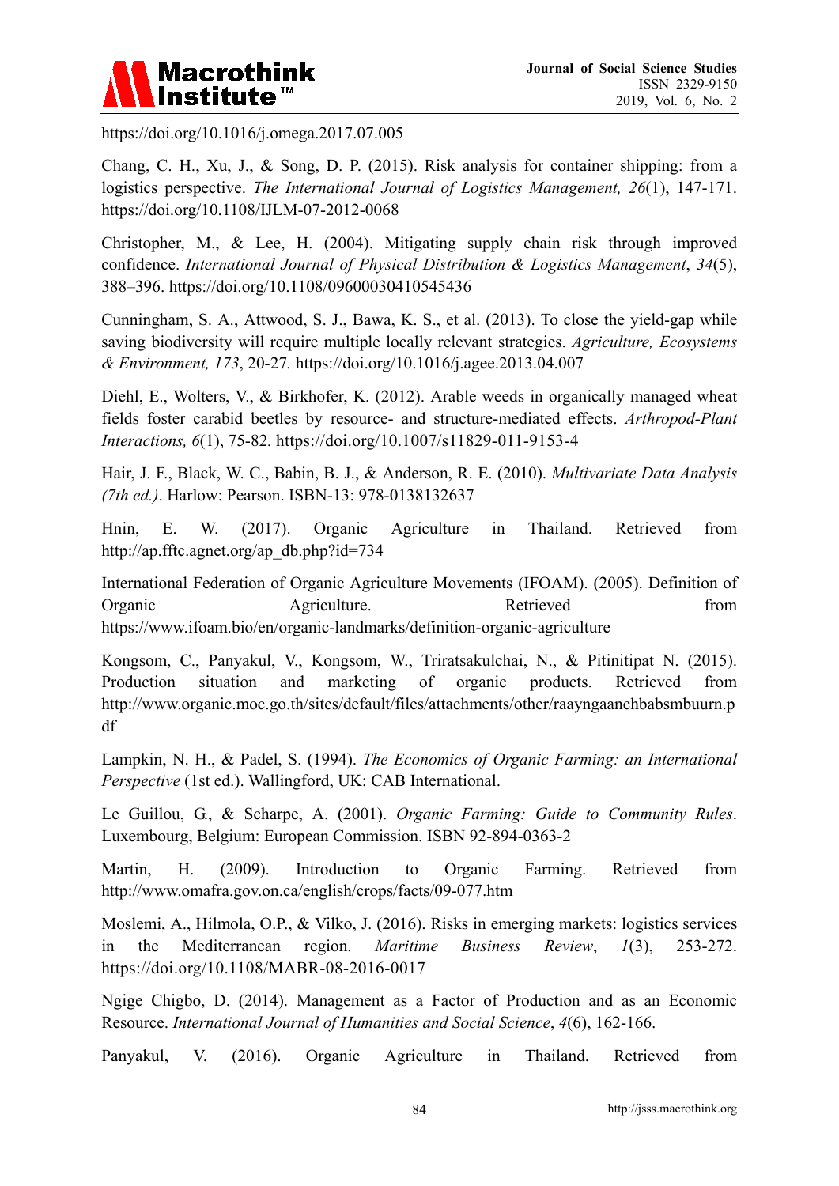https://doi.org/10.1016/j.omega.2017.07.005

Chang, C. H., Xu, J., & Song, D. P. (2015). Risk analysis for container shipping: from a logistics perspective. *The International Journal of Logistics Management, 26*(1), 147-171. https://doi.org/10.1108/IJLM-07-2012-0068

Christopher, M., & Lee, H. (2004). Mitigating supply chain risk through improved confidence. *International Journal of Physical Distribution & Logistics Management*, *34*(5), 388–396. https://doi.org/10.1108/09600030410545436

Cunningham, S. A., Attwood, S. J., Bawa, K. S., et al. (2013). To close the yield-gap while saving biodiversity will require multiple locally relevant strategies. *Agriculture, Ecosystems & Environment, 173*, 20-27. https://doi.org/10.1016/j.agee.2013.04.007

Diehl, E., Wolters, V., & Birkhofer, K. (2012). Arable weeds in organically managed wheat fields foster carabid beetles by resource- and structure-mediated effects. *Arthropod-Plant Interactions, 6*(1), 75-82. https://doi.org/10.1007/s11829-011-9153-4

Hair, J. F., Black, W. C., Babin, B. J., & Anderson, R. E. (2010). *Multivariate Data Analysis (7th ed.)*. Harlow: Pearson. ISBN-13: 978-0138132637

Hnin, E. W. (2017). Organic Agriculture in Thailand. Retrieved from http://ap.fftc.agnet.org/ap_db.php?id=734

International Federation of Organic Agriculture Movements (IFOAM). (2005). Definition of Organic Agriculture. Retrieved from https://www.ifoam.bio/en/organic-landmarks/definition-organic-agriculture

Kongsom, C., Panyakul, V., Kongsom, W., Triratsakulchai, N., & Pitinitipat N. (2015). Production situation and marketing of organic products. Retrieved from http://www.organic.moc.go.th/sites/default/files/attachments/other/raayngaanchbabsmbuurn.pdf

Lampkin, N. H., & Padel, S. (1994). *The Economics of Organic Farming: an International Perspective* (1st ed.). Wallingford, UK: CAB International.

Le Guillou, G., & Scharpe, A. (2001). *Organic Farming: Guide to Community Rules*. Luxembourg, Belgium: European Commission. ISBN 92-894-0363-2

Martin, H. (2009). Introduction to Organic Farming. Retrieved from http://www.omafra.gov.on.ca/english/crops/facts/09-077.htm

Moslemi, A., Hilmola, O.P., & Vilko, J. (2016). Risks in emerging markets: logistics services in the Mediterranean region. *Maritime Business Review*, *1*(3), 253-272. https://doi.org/10.1108/MABR-08-2016-0017

Ngige Chigbo, D. (2014). Management as a Factor of Production and as an Economic Resource. *International Journal of Humanities and Social Science*, *4*(6), 162-166.

Panyakul, V. (2016). Organic Agriculture in Thailand. Retrieved from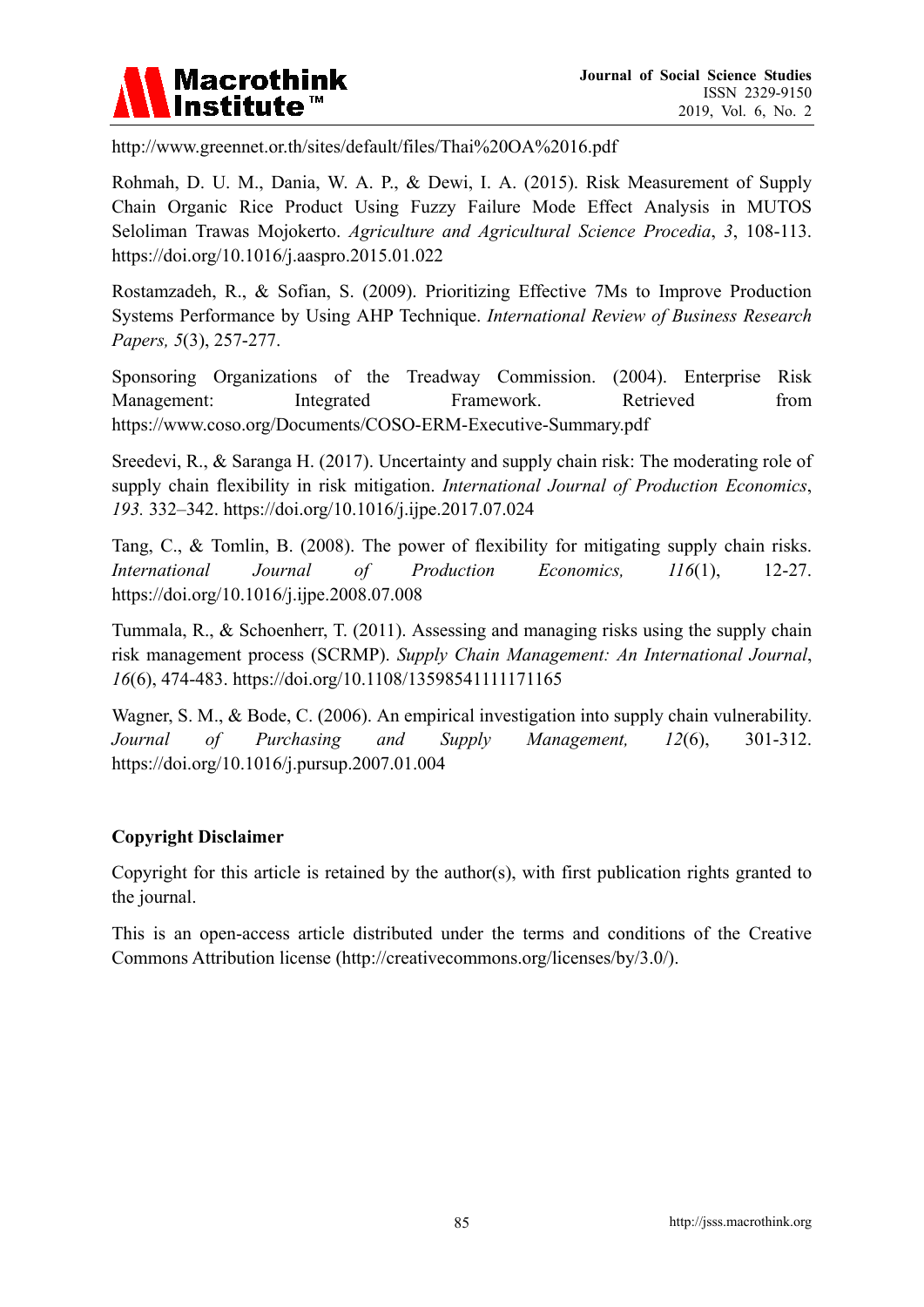http://www.greennet.or.th/sites/default/files/Thai%20OA%2016.pdf

Rohmah, D. U. M., Dania, W. A. P., & Dewi, I. A. (2015). Risk Measurement of Supply Chain Organic Rice Product Using Fuzzy Failure Mode Effect Analysis in MUTOS Seloliman Trawas Mojokerto. *Agriculture and Agricultural Science Procedia*, *3*, 108-113. https://doi.org/10.1016/j.aaspro.2015.01.022

Rostamzadeh, R., & Sofian, S. (2009). Prioritizing Effective 7Ms to Improve Production Systems Performance by Using AHP Technique. *International Review of Business Research Papers, 5*(3), 257-277.

Sponsoring Organizations of the Treadway Commission. (2004). Enterprise Risk Management: Integrated Framework. Retrieved from https://www.coso.org/Documents/COSO-ERM-Executive-Summary.pdf

Sreedevi, R., & Saranga H. (2017). Uncertainty and supply chain risk: The moderating role of supply chain flexibility in risk mitigation. *International Journal of Production Economics*, *193.* 332–342. https://doi.org/10.1016/j.ijpe.2017.07.024

Tang, C., & Tomlin, B. (2008). The power of flexibility for mitigating supply chain risks. *International Journal of Production Economics, 116*(1), 12-27. https://doi.org/10.1016/j.ijpe.2008.07.008

Tummala, R., & Schoenherr, T. (2011). Assessing and managing risks using the supply chain risk management process (SCRMP). *Supply Chain Management: An International Journal*, *16*(6), 474-483. https://doi.org/10.1108/13598541111171165

Wagner, S. M., & Bode, C. (2006). An empirical investigation into supply chain vulnerability. *Journal of Purchasing and Supply Management, 12*(6), 301-312. https://doi.org/10.1016/j.pursup.2007.01.004

**Copyright Disclaimer**

Copyright for this article is retained by the author(s), with first publication rights granted to the journal.

This is an open-access article distributed under the terms and conditions of the Creative Commons Attribution license (http://creativecommons.org/licenses/by/3.0/).